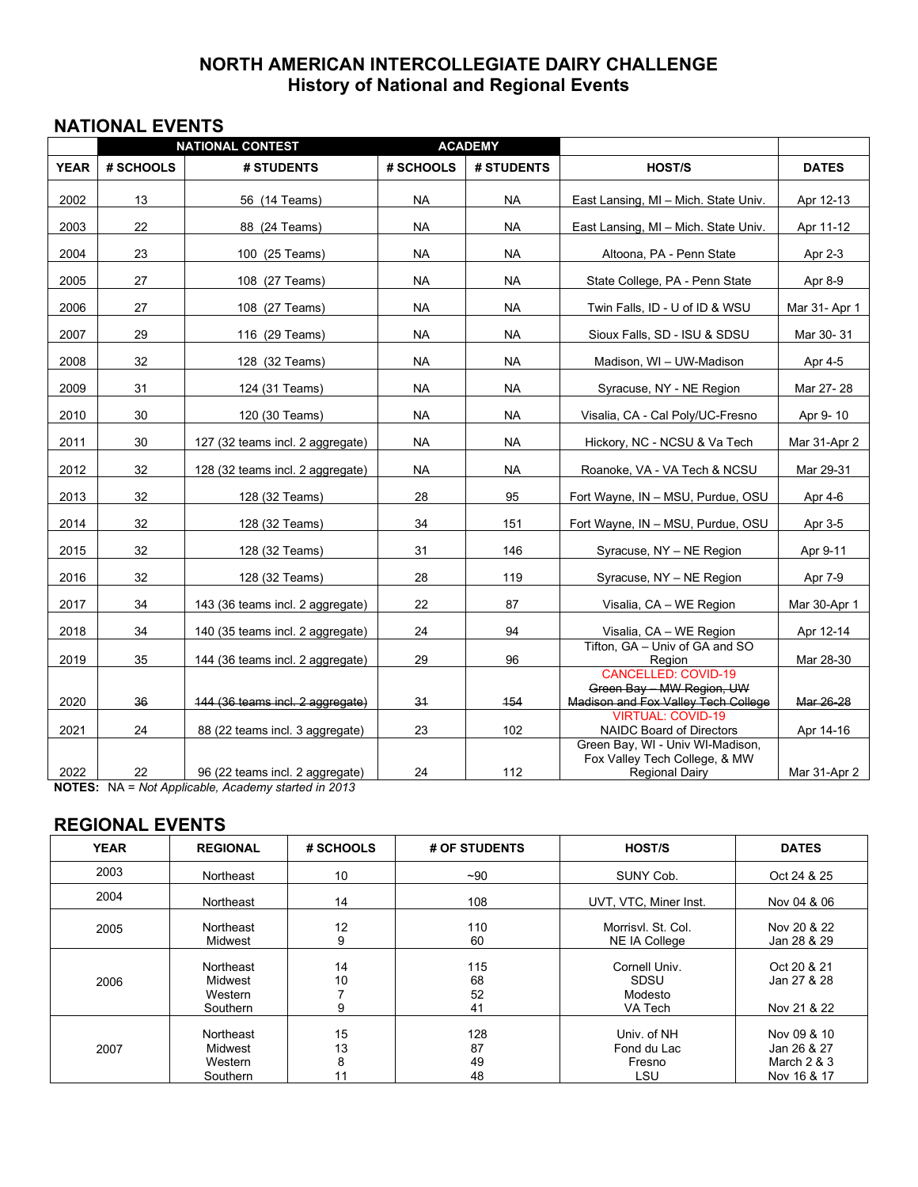# NORTH AMERICAN INTERCOLLEGIATE DAIRY CHALLENGE
## History of National and Regional Events

## NATIONAL EVENTS

| | NATIONAL CONTEST | | ACADEMY | | | |
|---|---|---|---|---|---|---|
| **YEAR** | **# SCHOOLS** | **# STUDENTS** | **# SCHOOLS** | **# STUDENTS** | **HOST/S** | **DATES** |
| 2002 | 13 | 56 (14 Teams) | NA | NA | East Lansing, MI – Mich. State Univ. | Apr 12-13 |
| 2003 | 22 | 88 (24 Teams) | NA | NA | East Lansing, MI – Mich. State Univ. | Apr 11-12 |
| 2004 | 23 | 100 (25 Teams) | NA | NA | Altoona, PA - Penn State | Apr 2-3 |
| 2005 | 27 | 108 (27 Teams) | NA | NA | State College, PA - Penn State | Apr 8-9 |
| 2006 | 27 | 108 (27 Teams) | NA | NA | Twin Falls, ID - U of ID & WSU | Mar 31- Apr 1 |
| 2007 | 29 | 116 (29 Teams) | NA | NA | Sioux Falls, SD - ISU & SDSU | Mar 30- 31 |
| 2008 | 32 | 128 (32 Teams) | NA | NA | Madison, WI – UW-Madison | Apr 4-5 |
| 2009 | 31 | 124 (31 Teams) | NA | NA | Syracuse, NY - NE Region | Mar 27- 28 |
| 2010 | 30 | 120 (30 Teams) | NA | NA | Visalia, CA - Cal Poly/UC-Fresno | Apr 9- 10 |
| 2011 | 30 | 127 (32 teams incl. 2 aggregate) | NA | NA | Hickory, NC - NCSU & Va Tech | Mar 31-Apr 2 |
| 2012 | 32 | 128 (32 teams incl. 2 aggregate) | NA | NA | Roanoke, VA - VA Tech & NCSU | Mar 29-31 |
| 2013 | 32 | 128 (32 Teams) | 28 | 95 | Fort Wayne, IN – MSU, Purdue, OSU | Apr 4-6 |
| 2014 | 32 | 128 (32 Teams) | 34 | 151 | Fort Wayne, IN – MSU, Purdue, OSU | Apr 3-5 |
| 2015 | 32 | 128 (32 Teams) | 31 | 146 | Syracuse, NY – NE Region | Apr 9-11 |
| 2016 | 32 | 128 (32 Teams) | 28 | 119 | Syracuse, NY – NE Region | Apr 7-9 |
| 2017 | 34 | 143 (36 teams incl. 2 aggregate) | 22 | 87 | Visalia, CA – WE Region | Mar 30-Apr 1 |
| 2018 | 34 | 140 (35 teams incl. 2 aggregate) | 24 | 94 | Visalia, CA – WE Region | Apr 12-14 |
| 2019 | 35 | 144 (36 teams incl. 2 aggregate) | 29 | 96 | Tifton, GA – Univ of GA and SO Region | Mar 28-30 |
| 2020 | ~~36~~ | ~~144 (36 teams incl. 2 aggregate)~~ | ~~31~~ | ~~154~~ | CANCELLED: COVID-19 ~~Green Bay – MW Region, UW Madison and Fox Valley Tech College~~ | ~~Mar 26-28~~ |
| 2021 | 24 | 88 (22 teams incl. 3 aggregate) | 23 | 102 | VIRTUAL: COVID-19 NAIDC Board of Directors | Apr 14-16 |
| 2022 | 22 | 96 (22 teams incl. 2 aggregate) | 24 | 112 | Green Bay, WI - Univ WI-Madison, Fox Valley Tech College, & MW Regional Dairy | Mar 31-Apr 2 |

**NOTES:** NA = *Not Applicable, Academy started in 2013*

## REGIONAL EVENTS

| YEAR | REGIONAL | # SCHOOLS | # OF STUDENTS | HOST/S | DATES |
|---|---|---|---|---|---|
| 2003 | Northeast | 10 | ~90 | SUNY Cob. | Oct 24 & 25 |
| 2004 | Northeast | 14 | 108 | UVT, VTC, Miner Inst. | Nov 04 & 06 |
| 2005 | Northeast | 12 | 110 | Morrisvl. St. Col. | Nov 20 & 22 |
| | Midwest | 9 | 60 | NE IA College | Jan 28 & 29 |
| 2006 | Northeast | 14 | 115 | Cornell Univ. | Oct 20 & 21 |
| | Midwest | 10 | 68 | SDSU | Jan 27 & 28 |
| | Western | 7 | 52 | Modesto | |
| | Southern | 9 | 41 | VA Tech | Nov 21 & 22 |
| 2007 | Northeast | 15 | 128 | Univ. of NH | Nov 09 & 10 |
| | Midwest | 13 | 87 | Fond du Lac | Jan 26 & 27 |
| | Western | 8 | 49 | Fresno | March 2 & 3 |
| | Southern | 11 | 48 | LSU | Nov 16 & 17 |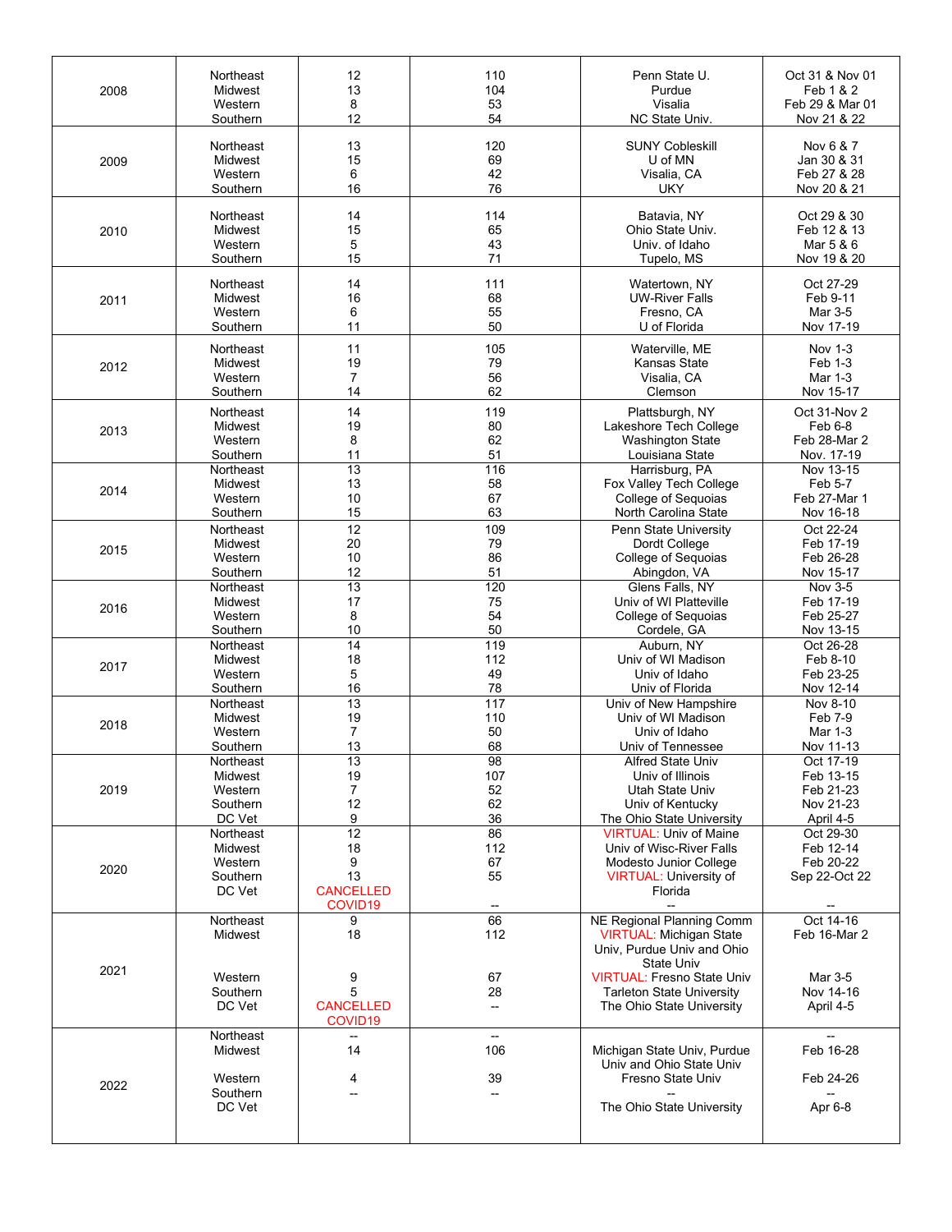| | | | | | |
|---|---|---|---|---|---|
| 2008 | Northeast<br>Midwest<br>Western<br>Southern | 12<br>13<br>8<br>12 | 110<br>104<br>53<br>54 | Penn State U.<br>Purdue<br>Visalia<br>NC State Univ. | Oct 31 & Nov 01<br>Feb 1 & 2<br>Feb 29 & Mar 01<br>Nov 21 & 22 |
| 2009 | Northeast<br>Midwest<br>Western<br>Southern | 13<br>15<br>6<br>16 | 120<br>69<br>42<br>76 | SUNY Cobleskill<br>U of MN<br>Visalia, CA<br>UKY | Nov 6 & 7<br>Jan 30 & 31<br>Feb 27 & 28<br>Nov 20 & 21 |
| 2010 | Northeast<br>Midwest<br>Western<br>Southern | 14<br>15<br>5<br>15 | 114<br>65<br>43<br>71 | Batavia, NY<br>Ohio State Univ.<br>Univ. of Idaho<br>Tupelo, MS | Oct 29 & 30<br>Feb 12 & 13<br>Mar 5 & 6<br>Nov 19 & 20 |
| 2011 | Northeast<br>Midwest<br>Western<br>Southern | 14<br>16<br>6<br>11 | 111<br>68<br>55<br>50 | Watertown, NY<br>UW-River Falls<br>Fresno, CA<br>U of Florida | Oct 27-29<br>Feb 9-11<br>Mar 3-5<br>Nov 17-19 |
| 2012 | Northeast<br>Midwest<br>Western<br>Southern | 11<br>19<br>7<br>14 | 105<br>79<br>56<br>62 | Waterville, ME<br>Kansas State<br>Visalia, CA<br>Clemson | Nov 1-3<br>Feb 1-3<br>Mar 1-3<br>Nov 15-17 |
| 2013 | Northeast<br>Midwest<br>Western<br>Southern | 14<br>19<br>8<br>11 | 119<br>80<br>62<br>51 | Plattsburgh, NY<br>Lakeshore Tech College<br>Washington State<br>Louisiana State | Oct 31-Nov 2<br>Feb 6-8<br>Feb 28-Mar 2<br>Nov. 17-19 |
| 2014 | Northeast<br>Midwest<br>Western<br>Southern | 13<br>13<br>10<br>15 | 116<br>58<br>67<br>63 | Harrisburg, PA<br>Fox Valley Tech College<br>College of Sequoias<br>North Carolina State | Nov 13-15<br>Feb 5-7<br>Feb 27-Mar 1<br>Nov 16-18 |
| 2015 | Northeast<br>Midwest<br>Western<br>Southern | 12<br>20<br>10<br>12 | 109<br>79<br>86<br>51 | Penn State University<br>Dordt College<br>College of Sequoias<br>Abingdon, VA | Oct 22-24<br>Feb 17-19<br>Feb 26-28<br>Nov 15-17 |
| 2016 | Northeast<br>Midwest<br>Western<br>Southern | 13<br>17<br>8<br>10 | 120<br>75<br>54<br>50 | Glens Falls, NY<br>Univ of WI Platteville<br>College of Sequoias<br>Cordele, GA | Nov 3-5<br>Feb 17-19<br>Feb 25-27<br>Nov 13-15 |
| 2017 | Northeast<br>Midwest<br>Western<br>Southern | 14<br>18<br>5<br>16 | 119<br>112<br>49<br>78 | Auburn, NY<br>Univ of WI Madison<br>Univ of Idaho<br>Univ of Florida | Oct 26-28<br>Feb 8-10<br>Feb 23-25<br>Nov 12-14 |
| 2018 | Northeast<br>Midwest<br>Western<br>Southern | 13<br>19<br>7<br>13 | 117<br>110<br>50<br>68 | Univ of New Hampshire<br>Univ of WI Madison<br>Univ of Idaho<br>Univ of Tennessee | Nov 8-10<br>Feb 7-9<br>Mar 1-3<br>Nov 11-13 |
| 2019 | Northeast<br>Midwest<br>Western<br>Southern<br>DC Vet | 13<br>19<br>7<br>12<br>9 | 98<br>107<br>52<br>62<br>36 | Alfred State Univ<br>Univ of Illinois<br>Utah State Univ<br>Univ of Kentucky<br>The Ohio State University | Oct 17-19<br>Feb 13-15<br>Feb 21-23<br>Nov 21-23<br>April 4-5 |
| 2020 | Northeast<br>Midwest<br>Western<br>Southern<br>DC Vet | 12<br>18<br>9<br>13<br>CANCELLED COVID19 | 86<br>112<br>67<br>55<br>-- | VIRTUAL: Univ of Maine<br>Univ of Wisc-River Falls<br>Modesto Junior College<br>VIRTUAL: University of Florida<br>-- | Oct 29-30<br>Feb 12-14<br>Feb 20-22<br>Sep 22-Oct 22<br>-- |
| 2021 | Northeast<br>Midwest<br>Western<br>Southern<br>DC Vet | 9<br>18<br>9<br>5<br>CANCELLED COVID19 | 66<br>112<br>67<br>28<br>-- | NE Regional Planning Comm<br>VIRTUAL: Michigan State Univ, Purdue Univ and Ohio State Univ<br>VIRTUAL: Fresno State Univ<br>Tarleton State University<br>The Ohio State University | Oct 14-16<br>Feb 16-Mar 2<br>Mar 3-5<br>Nov 14-16<br>April 4-5 |
| 2022 | Northeast<br>Midwest<br>Western<br>Southern<br>DC Vet | --<br>14<br>4<br>-- | --<br>106<br>39<br>-- | Michigan State Univ, Purdue Univ and Ohio State Univ<br>Fresno State Univ<br>--<br>The Ohio State University | --<br>Feb 16-28<br>Feb 24-26<br>--<br>Apr 6-8 |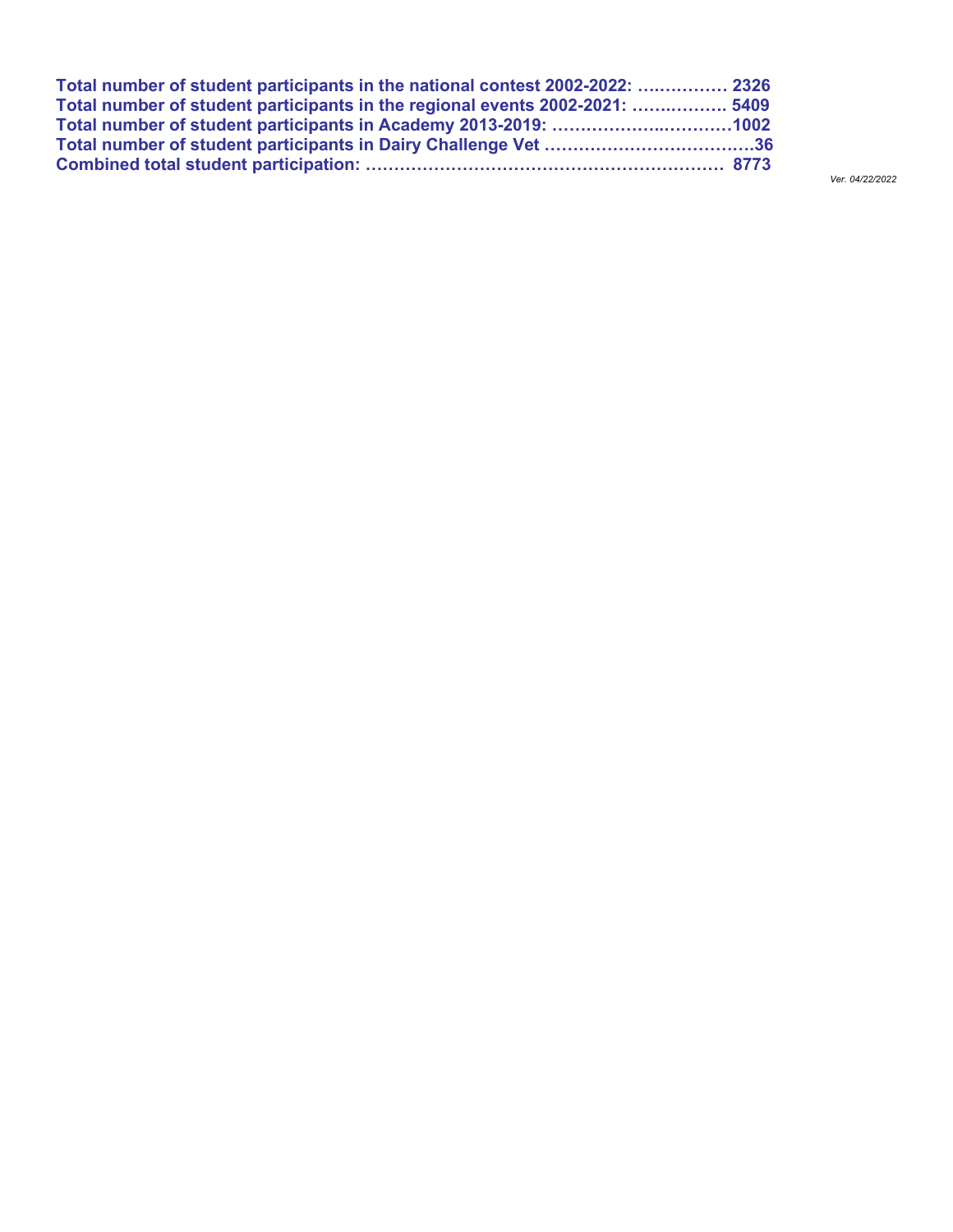**Total number of student participants in the national contest 2002-2022: ……………. 2326**
**Total number of student participants in the regional events 2002-2021: ……..……….. 5409**
**Total number of student participants in Academy 2013-2019: ……………...…………1002**
**Total number of student participants in Dairy Challenge Vet ………………………………36**
**Combined total student participation: ………………………………………………………. 8773**

*Ver. 04/22/2022*